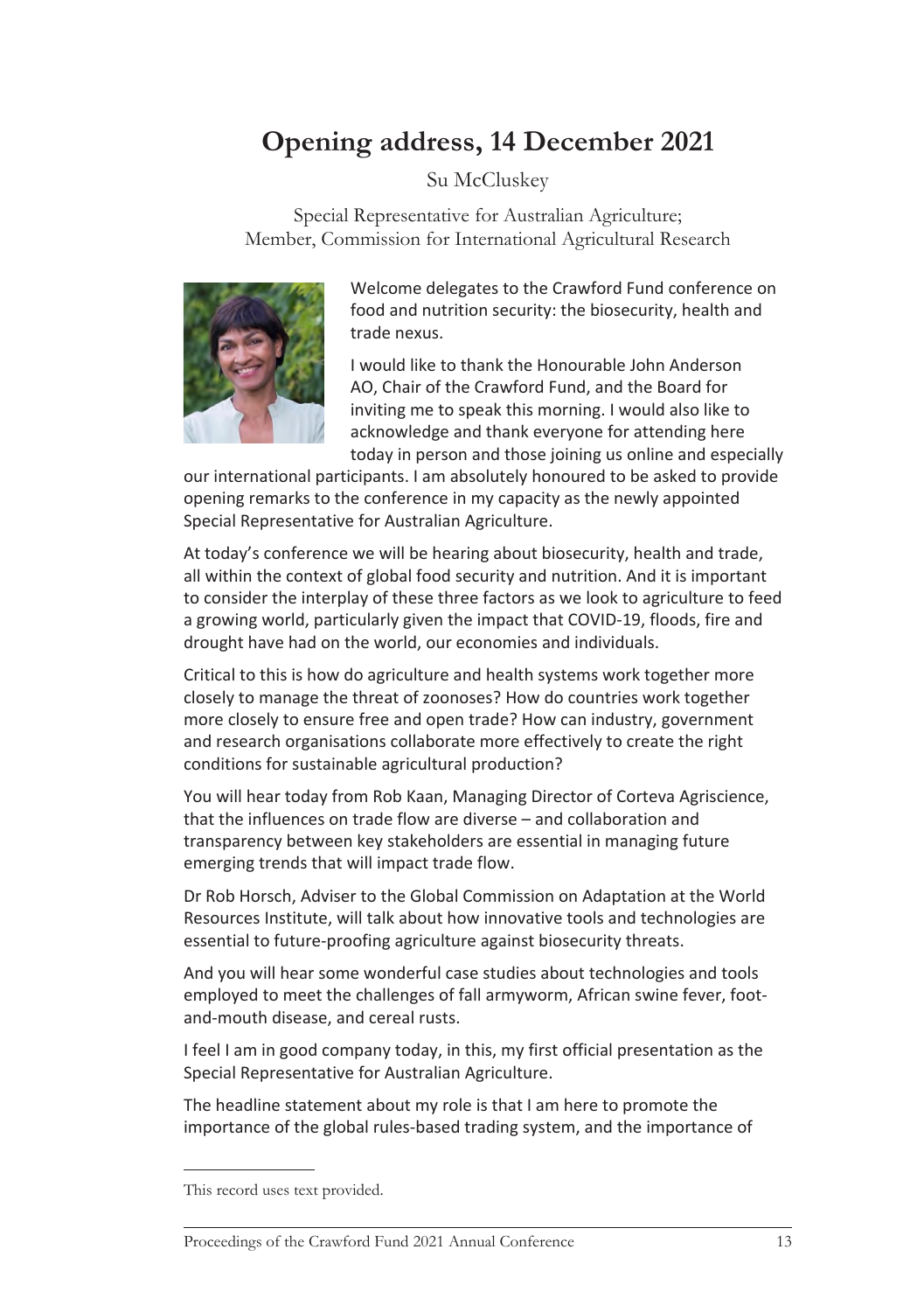# Opening address, 14 December 2021

Su McCluskey

Special Representative for Australian Agriculture;
Member, Commission for International Agricultural Research

Welcome delegates to the Crawford Fund conference on food and nutrition security: the biosecurity, health and trade nexus.

I would like to thank the Honourable John Anderson AO, Chair of the Crawford Fund, and the Board for inviting me to speak this morning. I would also like to acknowledge and thank everyone for attending here today in person and those joining us online and especially our international participants. I am absolutely honoured to be asked to provide opening remarks to the conference in my capacity as the newly appointed Special Representative for Australian Agriculture.

At today's conference we will be hearing about biosecurity, health and trade, all within the context of global food security and nutrition. And it is important to consider the interplay of these three factors as we look to agriculture to feed a growing world, particularly given the impact that COVID-19, floods, fire and drought have had on the world, our economies and individuals.

Critical to this is how do agriculture and health systems work together more closely to manage the threat of zoonoses? How do countries work together more closely to ensure free and open trade? How can industry, government and research organisations collaborate more effectively to create the right conditions for sustainable agricultural production?

You will hear today from Rob Kaan, Managing Director of Corteva Agriscience, that the influences on trade flow are diverse – and collaboration and transparency between key stakeholders are essential in managing future emerging trends that will impact trade flow.

Dr Rob Horsch, Adviser to the Global Commission on Adaptation at the World Resources Institute, will talk about how innovative tools and technologies are essential to future-proofing agriculture against biosecurity threats.

And you will hear some wonderful case studies about technologies and tools employed to meet the challenges of fall armyworm, African swine fever, foot-and-mouth disease, and cereal rusts.

I feel I am in good company today, in this, my first official presentation as the Special Representative for Australian Agriculture.

The headline statement about my role is that I am here to promote the importance of the global rules-based trading system, and the importance of

This record uses text provided.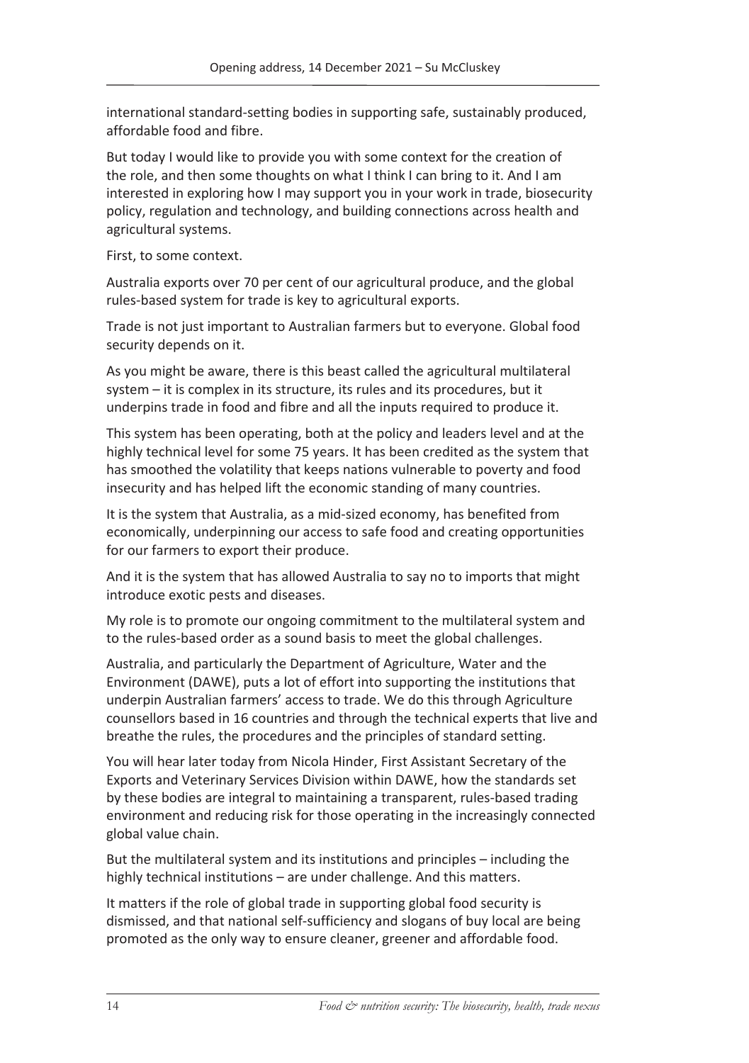international standard-setting bodies in supporting safe, sustainably produced, affordable food and fibre.

But today I would like to provide you with some context for the creation of the role, and then some thoughts on what I think I can bring to it. And I am interested in exploring how I may support you in your work in trade, biosecurity policy, regulation and technology, and building connections across health and agricultural systems.

First, to some context.

Australia exports over 70 per cent of our agricultural produce, and the global rules-based system for trade is key to agricultural exports.

Trade is not just important to Australian farmers but to everyone. Global food security depends on it.

As you might be aware, there is this beast called the agricultural multilateral system – it is complex in its structure, its rules and its procedures, but it underpins trade in food and fibre and all the inputs required to produce it.

This system has been operating, both at the policy and leaders level and at the highly technical level for some 75 years. It has been credited as the system that has smoothed the volatility that keeps nations vulnerable to poverty and food insecurity and has helped lift the economic standing of many countries.

It is the system that Australia, as a mid-sized economy, has benefited from economically, underpinning our access to safe food and creating opportunities for our farmers to export their produce.

And it is the system that has allowed Australia to say no to imports that might introduce exotic pests and diseases.

My role is to promote our ongoing commitment to the multilateral system and to the rules-based order as a sound basis to meet the global challenges.

Australia, and particularly the Department of Agriculture, Water and the Environment (DAWE), puts a lot of effort into supporting the institutions that underpin Australian farmers' access to trade. We do this through Agriculture counsellors based in 16 countries and through the technical experts that live and breathe the rules, the procedures and the principles of standard setting.

You will hear later today from Nicola Hinder, First Assistant Secretary of the Exports and Veterinary Services Division within DAWE, how the standards set by these bodies are integral to maintaining a transparent, rules-based trading environment and reducing risk for those operating in the increasingly connected global value chain.

But the multilateral system and its institutions and principles – including the highly technical institutions – are under challenge. And this matters.

It matters if the role of global trade in supporting global food security is dismissed, and that national self-sufficiency and slogans of buy local are being promoted as the only way to ensure cleaner, greener and affordable food.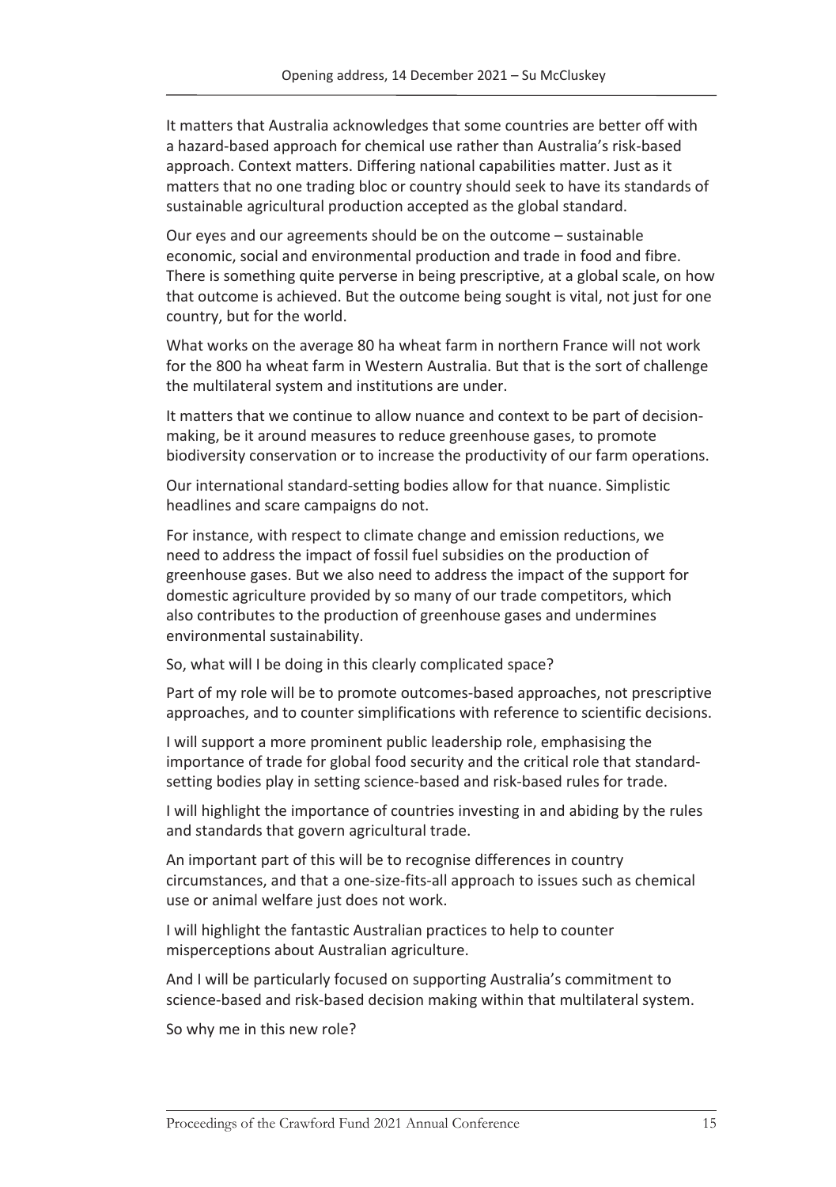It matters that Australia acknowledges that some countries are better off with a hazard-based approach for chemical use rather than Australia's risk-based approach. Context matters. Differing national capabilities matter. Just as it matters that no one trading bloc or country should seek to have its standards of sustainable agricultural production accepted as the global standard.

Our eyes and our agreements should be on the outcome – sustainable economic, social and environmental production and trade in food and fibre. There is something quite perverse in being prescriptive, at a global scale, on how that outcome is achieved. But the outcome being sought is vital, not just for one country, but for the world.

What works on the average 80 ha wheat farm in northern France will not work for the 800 ha wheat farm in Western Australia. But that is the sort of challenge the multilateral system and institutions are under.

It matters that we continue to allow nuance and context to be part of decision-making, be it around measures to reduce greenhouse gases, to promote biodiversity conservation or to increase the productivity of our farm operations.

Our international standard-setting bodies allow for that nuance. Simplistic headlines and scare campaigns do not.

For instance, with respect to climate change and emission reductions, we need to address the impact of fossil fuel subsidies on the production of greenhouse gases. But we also need to address the impact of the support for domestic agriculture provided by so many of our trade competitors, which also contributes to the production of greenhouse gases and undermines environmental sustainability.

So, what will I be doing in this clearly complicated space?

Part of my role will be to promote outcomes-based approaches, not prescriptive approaches, and to counter simplifications with reference to scientific decisions.

I will support a more prominent public leadership role, emphasising the importance of trade for global food security and the critical role that standard-setting bodies play in setting science-based and risk-based rules for trade.

I will highlight the importance of countries investing in and abiding by the rules and standards that govern agricultural trade.

An important part of this will be to recognise differences in country circumstances, and that a one-size-fits-all approach to issues such as chemical use or animal welfare just does not work.

I will highlight the fantastic Australian practices to help to counter misperceptions about Australian agriculture.

And I will be particularly focused on supporting Australia's commitment to science-based and risk-based decision making within that multilateral system.

So why me in this new role?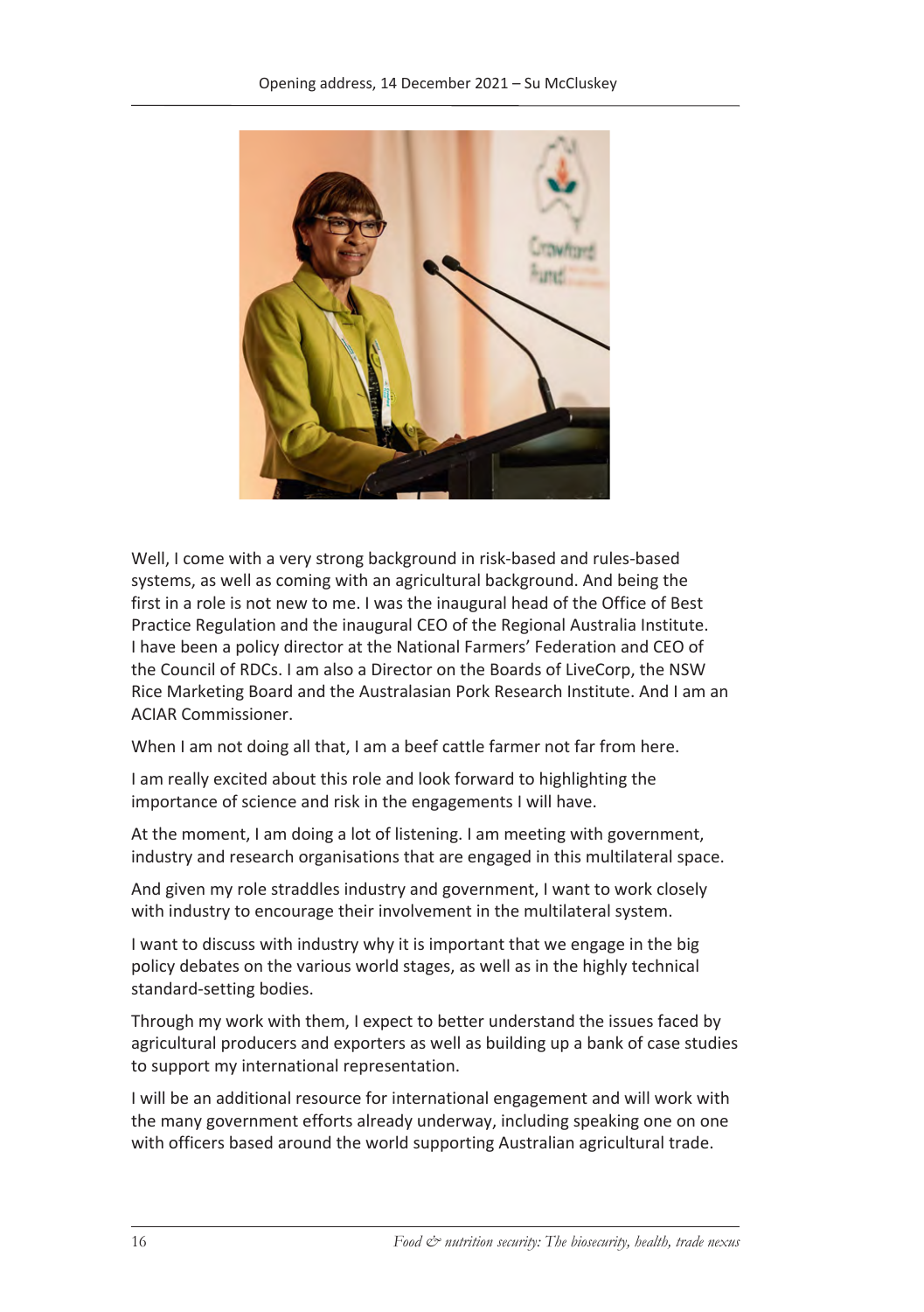Well, I come with a very strong background in risk-based and rules-based systems, as well as coming with an agricultural background. And being the first in a role is not new to me. I was the inaugural head of the Office of Best Practice Regulation and the inaugural CEO of the Regional Australia Institute. I have been a policy director at the National Farmers' Federation and CEO of the Council of RDCs. I am also a Director on the Boards of LiveCorp, the NSW Rice Marketing Board and the Australasian Pork Research Institute. And I am an ACIAR Commissioner.

When I am not doing all that, I am a beef cattle farmer not far from here.

I am really excited about this role and look forward to highlighting the importance of science and risk in the engagements I will have.

At the moment, I am doing a lot of listening. I am meeting with government, industry and research organisations that are engaged in this multilateral space.

And given my role straddles industry and government, I want to work closely with industry to encourage their involvement in the multilateral system.

I want to discuss with industry why it is important that we engage in the big policy debates on the various world stages, as well as in the highly technical standard-setting bodies.

Through my work with them, I expect to better understand the issues faced by agricultural producers and exporters as well as building up a bank of case studies to support my international representation.

I will be an additional resource for international engagement and will work with the many government efforts already underway, including speaking one on one with officers based around the world supporting Australian agricultural trade.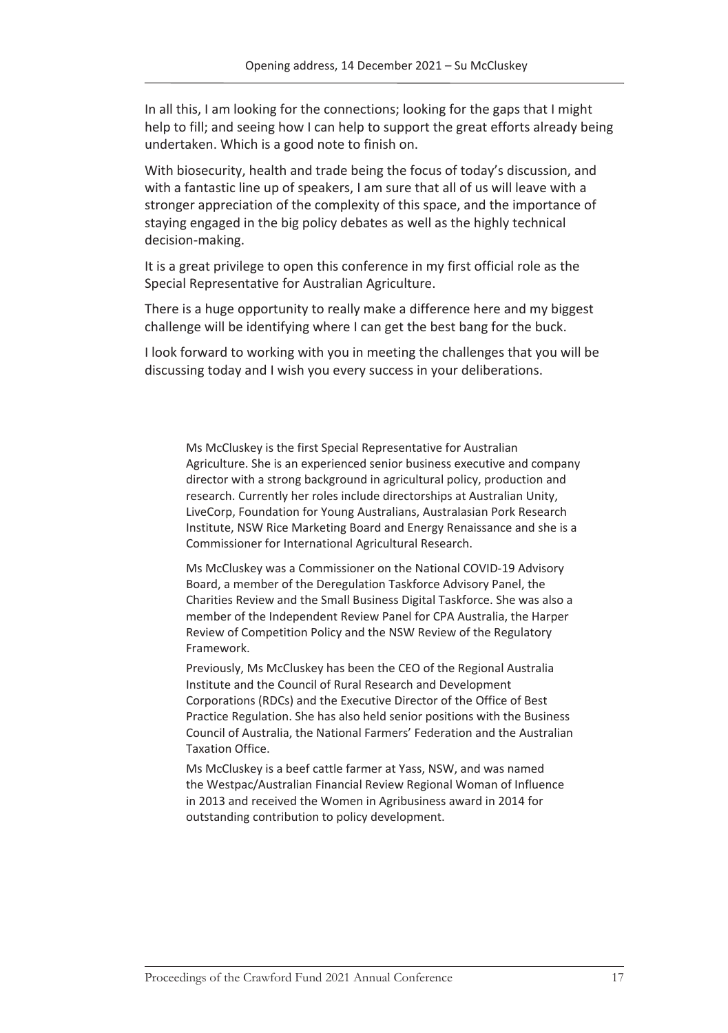In all this, I am looking for the connections; looking for the gaps that I might help to fill; and seeing how I can help to support the great efforts already being undertaken. Which is a good note to finish on.

With biosecurity, health and trade being the focus of today's discussion, and with a fantastic line up of speakers, I am sure that all of us will leave with a stronger appreciation of the complexity of this space, and the importance of staying engaged in the big policy debates as well as the highly technical decision-making.

It is a great privilege to open this conference in my first official role as the Special Representative for Australian Agriculture.

There is a huge opportunity to really make a difference here and my biggest challenge will be identifying where I can get the best bang for the buck.

I look forward to working with you in meeting the challenges that you will be discussing today and I wish you every success in your deliberations.

Ms McCluskey is the first Special Representative for Australian Agriculture. She is an experienced senior business executive and company director with a strong background in agricultural policy, production and research. Currently her roles include directorships at Australian Unity, LiveCorp, Foundation for Young Australians, Australasian Pork Research Institute, NSW Rice Marketing Board and Energy Renaissance and she is a Commissioner for International Agricultural Research.

Ms McCluskey was a Commissioner on the National COVID-19 Advisory Board, a member of the Deregulation Taskforce Advisory Panel, the Charities Review and the Small Business Digital Taskforce. She was also a member of the Independent Review Panel for CPA Australia, the Harper Review of Competition Policy and the NSW Review of the Regulatory Framework.

Previously, Ms McCluskey has been the CEO of the Regional Australia Institute and the Council of Rural Research and Development Corporations (RDCs) and the Executive Director of the Office of Best Practice Regulation. She has also held senior positions with the Business Council of Australia, the National Farmers' Federation and the Australian Taxation Office.

Ms McCluskey is a beef cattle farmer at Yass, NSW, and was named the Westpac/Australian Financial Review Regional Woman of Influence in 2013 and received the Women in Agribusiness award in 2014 for outstanding contribution to policy development.